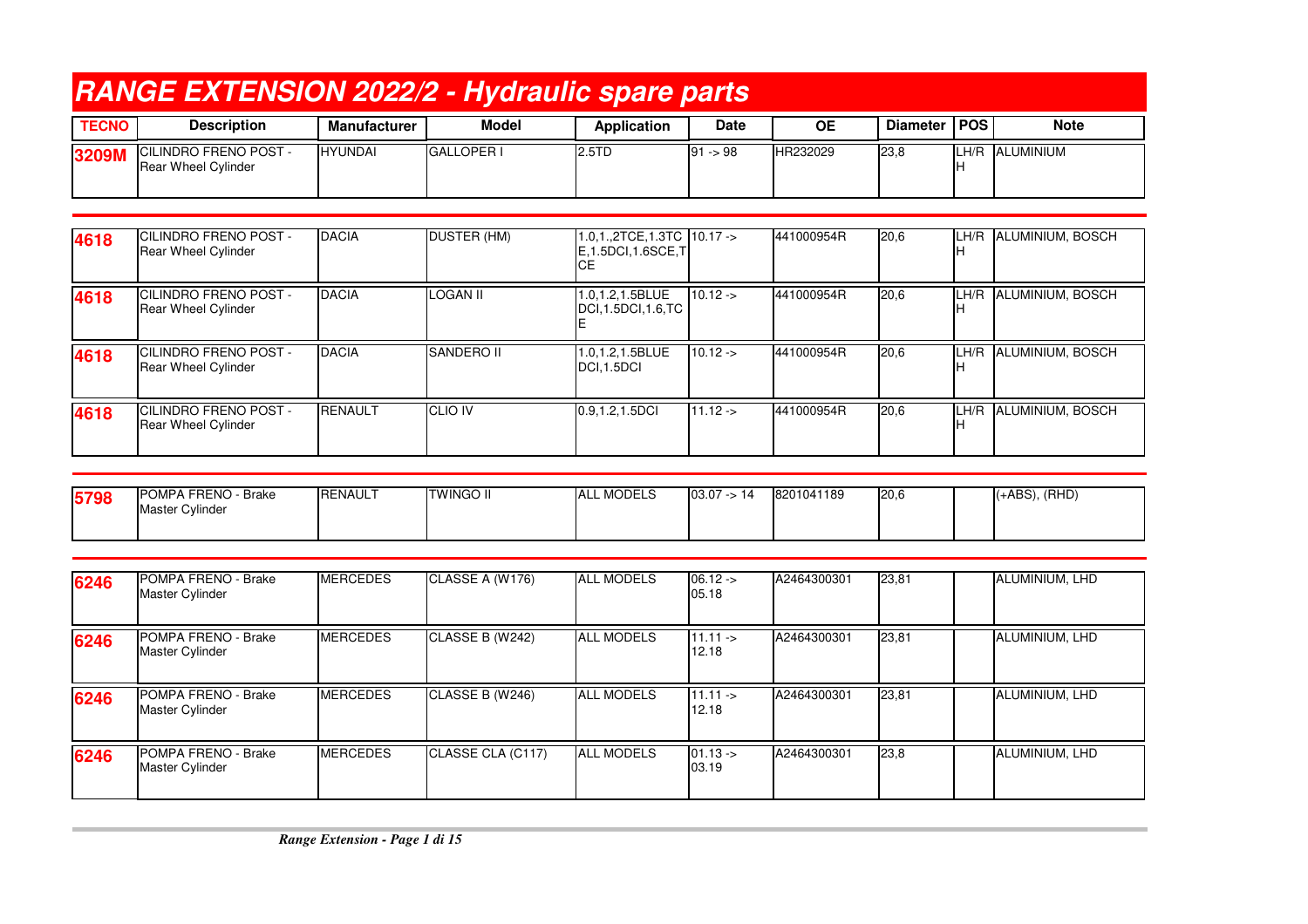# RANGE EXTENSION 2022/2 - Hydraulic spare parts

| TECNO | Description | Manufacturer | Model | Application | Date | OE | Diameter | POS | Note |
|---|---|---|---|---|---|---|---|---|---|
| **3209M** | CILINDRO FRENO POST - Rear Wheel Cylinder | HYUNDAI | GALLOPER I | 2.5TD | 91 -> 98 | HR232029 | 23,8 | LH/RH | ALUMINIUM |
| **4618** | CILINDRO FRENO POST - Rear Wheel Cylinder | DACIA | DUSTER (HM) | 1.0,1.,2TCE,1.3TCE,1.5DCI,1.6SCE,TCE | 10.17 -> | 441000954R | 20,6 | LH/RH | ALUMINIUM, BOSCH |
| **4618** | CILINDRO FRENO POST - Rear Wheel Cylinder | DACIA | LOGAN II | 1.0,1.2,1.5BLUE DCI,1.5DCI,1.6,TCE | 10.12 -> | 441000954R | 20,6 | LH/RH | ALUMINIUM, BOSCH |
| **4618** | CILINDRO FRENO POST - Rear Wheel Cylinder | DACIA | SANDERO II | 1.0,1.2,1.5BLUE DCI,1.5DCI | 10.12 -> | 441000954R | 20,6 | LH/RH | ALUMINIUM, BOSCH |
| **4618** | CILINDRO FRENO POST - Rear Wheel Cylinder | RENAULT | CLIO IV | 0.9,1.2,1.5DCI | 11.12 -> | 441000954R | 20,6 | LH/RH | ALUMINIUM, BOSCH |
| **5798** | POMPA FRENO - Brake Master Cylinder | RENAULT | TWINGO II | ALL MODELS | 03.07 -> 14 | 8201041189 | 20,6 | | (+ABS), (RHD) |
| **6246** | POMPA FRENO - Brake Master Cylinder | MERCEDES | CLASSE A (W176) | ALL MODELS | 06.12 -> 05.18 | A2464300301 | 23,81 | | ALUMINIUM, LHD |
| **6246** | POMPA FRENO - Brake Master Cylinder | MERCEDES | CLASSE B (W242) | ALL MODELS | 11.11 -> 12.18 | A2464300301 | 23,81 | | ALUMINIUM, LHD |
| **6246** | POMPA FRENO - Brake Master Cylinder | MERCEDES | CLASSE B (W246) | ALL MODELS | 11.11 -> 12.18 | A2464300301 | 23,81 | | ALUMINIUM, LHD |
| **6246** | POMPA FRENO - Brake Master Cylinder | MERCEDES | CLASSE CLA (C117) | ALL MODELS | 01.13 -> 03.19 | A2464300301 | 23,8 | | ALUMINIUM, LHD |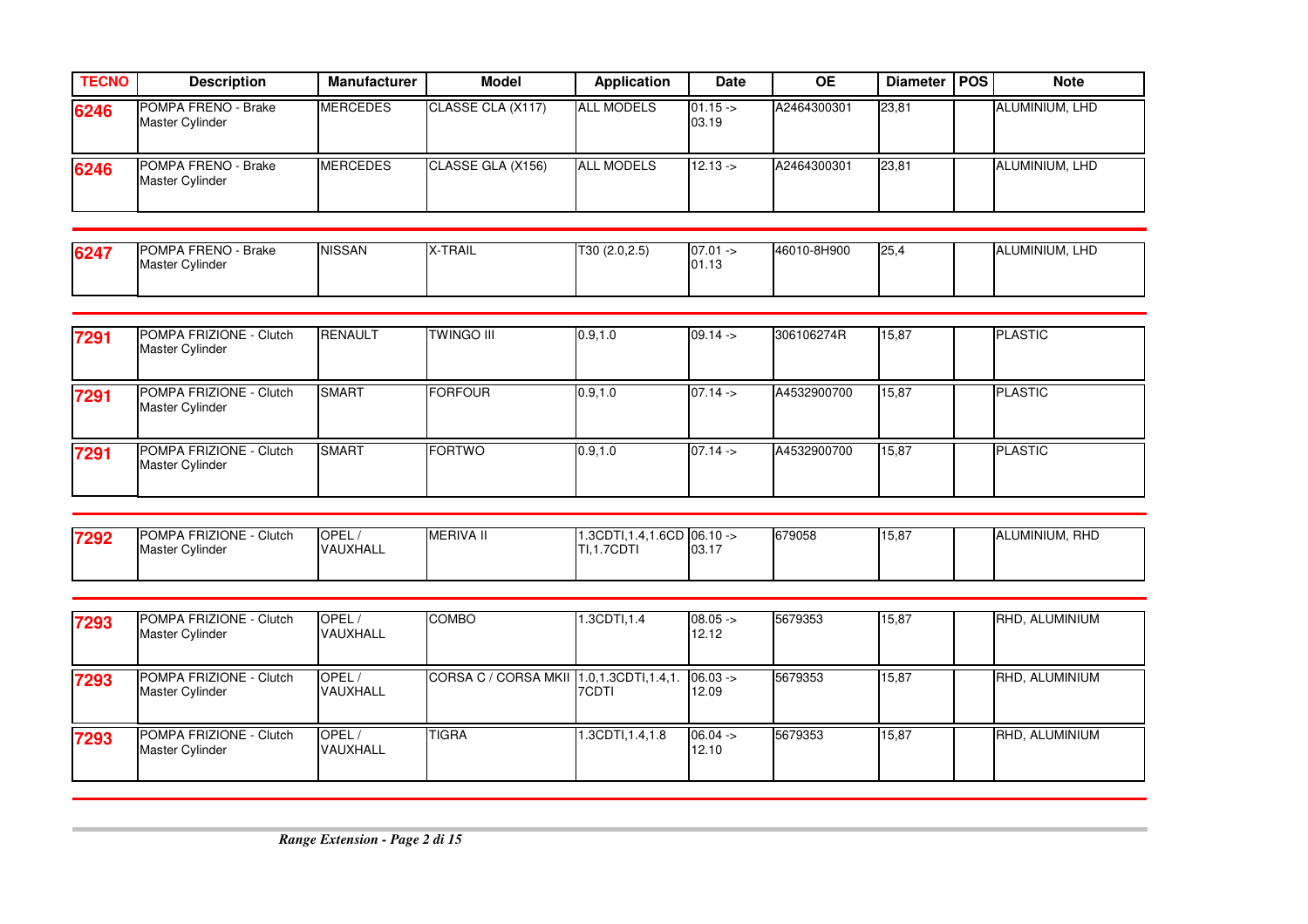| TECNO | Description | Manufacturer | Model | Application | Date | OE | Diameter | POS | Note |
|---|---|---|---|---|---|---|---|---|---|
| 6246 | POMPA FRENO - Brake Master Cylinder | MERCEDES | CLASSE CLA (X117) | ALL MODELS | 01.15 -> 03.19 | A2464300301 | 23,81 | | ALUMINIUM, LHD |
| 6246 | POMPA FRENO - Brake Master Cylinder | MERCEDES | CLASSE GLA (X156) | ALL MODELS | 12.13 -> | A2464300301 | 23,81 | | ALUMINIUM, LHD |
| 6247 | POMPA FRENO - Brake Master Cylinder | NISSAN | X-TRAIL | T30 (2.0,2.5) | 07.01 -> 01.13 | 46010-8H900 | 25,4 | | ALUMINIUM, LHD |
| 7291 | POMPA FRIZIONE - Clutch Master Cylinder | RENAULT | TWINGO III | 0.9,1.0 | 09.14 -> | 306106274R | 15,87 | | PLASTIC |
| 7291 | POMPA FRIZIONE - Clutch Master Cylinder | SMART | FORFOUR | 0.9,1.0 | 07.14 -> | A4532900700 | 15,87 | | PLASTIC |
| 7291 | POMPA FRIZIONE - Clutch Master Cylinder | SMART | FORTWO | 0.9,1.0 | 07.14 -> | A4532900700 | 15,87 | | PLASTIC |
| 7292 | POMPA FRIZIONE - Clutch Master Cylinder | OPEL / VAUXHALL | MERIVA II | 1.3CDTI,1.4,1.6CDTI,1.7CDTI | 06.10 -> 03.17 | 679058 | 15,87 | | ALUMINIUM, RHD |
| 7293 | POMPA FRIZIONE - Clutch Master Cylinder | OPEL / VAUXHALL | COMBO | 1.3CDTI,1.4 | 08.05 -> 12.12 | 5679353 | 15,87 | | RHD, ALUMINIUM |
| 7293 | POMPA FRIZIONE - Clutch Master Cylinder | OPEL / VAUXHALL | CORSA C / CORSA MKII | 1.0,1.3CDTI,1.4,1.7CDTI | 06.03 -> 12.09 | 5679353 | 15,87 | | RHD, ALUMINIUM |
| 7293 | POMPA FRIZIONE - Clutch Master Cylinder | OPEL / VAUXHALL | TIGRA | 1.3CDTI,1.4,1.8 | 06.04 -> 12.10 | 5679353 | 15,87 | | RHD, ALUMINIUM |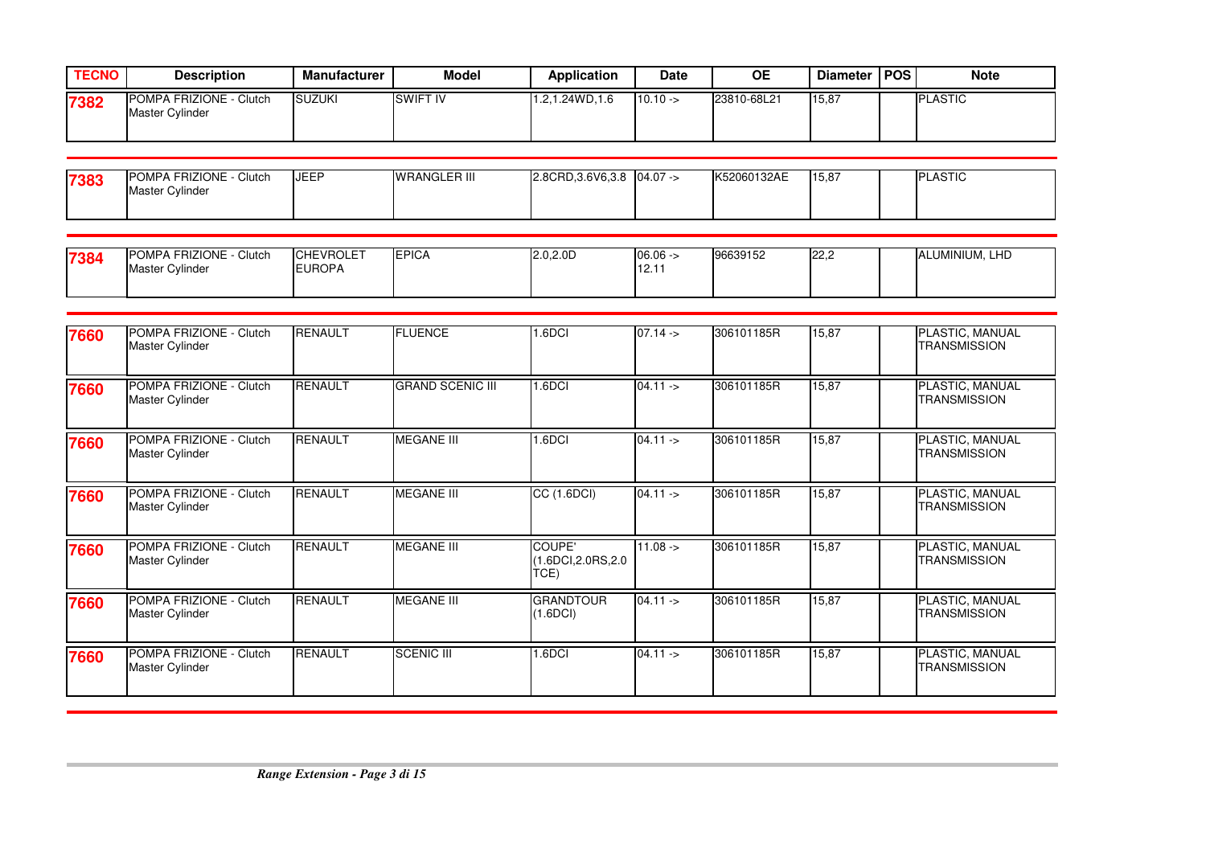| TECNO | Description | Manufacturer | Model | Application | Date | OE | Diameter | POS | Note |
|---|---|---|---|---|---|---|---|---|---|
| 7382 | POMPA FRIZIONE - Clutch Master Cylinder | SUZUKI | SWIFT IV | 1.2,1.24WD,1.6 | 10.10 -> | 23810-68L21 | 15,87 | | PLASTIC |
| 7383 | POMPA FRIZIONE - Clutch Master Cylinder | JEEP | WRANGLER III | 2.8CRD,3.6V6,3.8 | 04.07 -> | K52060132AE | 15,87 | | PLASTIC |
| 7384 | POMPA FRIZIONE - Clutch Master Cylinder | CHEVROLET EUROPA | EPICA | 2.0,2.0D | 06.06 -> 12.11 | 96639152 | 22,2 | | ALUMINIUM, LHD |
| 7660 | POMPA FRIZIONE - Clutch Master Cylinder | RENAULT | FLUENCE | 1.6DCI | 07.14 -> | 306101185R | 15,87 | | PLASTIC, MANUAL TRANSMISSION |
| 7660 | POMPA FRIZIONE - Clutch Master Cylinder | RENAULT | GRAND SCENIC III | 1.6DCI | 04.11 -> | 306101185R | 15,87 | | PLASTIC, MANUAL TRANSMISSION |
| 7660 | POMPA FRIZIONE - Clutch Master Cylinder | RENAULT | MEGANE III | 1.6DCI | 04.11 -> | 306101185R | 15,87 | | PLASTIC, MANUAL TRANSMISSION |
| 7660 | POMPA FRIZIONE - Clutch Master Cylinder | RENAULT | MEGANE III | CC (1.6DCI) | 04.11 -> | 306101185R | 15,87 | | PLASTIC, MANUAL TRANSMISSION |
| 7660 | POMPA FRIZIONE - Clutch Master Cylinder | RENAULT | MEGANE III | COUPE' (1.6DCI,2.0RS,2.0 TCE) | 11.08 -> | 306101185R | 15,87 | | PLASTIC, MANUAL TRANSMISSION |
| 7660 | POMPA FRIZIONE - Clutch Master Cylinder | RENAULT | MEGANE III | GRANDTOUR (1.6DCI) | 04.11 -> | 306101185R | 15,87 | | PLASTIC, MANUAL TRANSMISSION |
| 7660 | POMPA FRIZIONE - Clutch Master Cylinder | RENAULT | SCENIC III | 1.6DCI | 04.11 -> | 306101185R | 15,87 | | PLASTIC, MANUAL TRANSMISSION |

*Range Extension*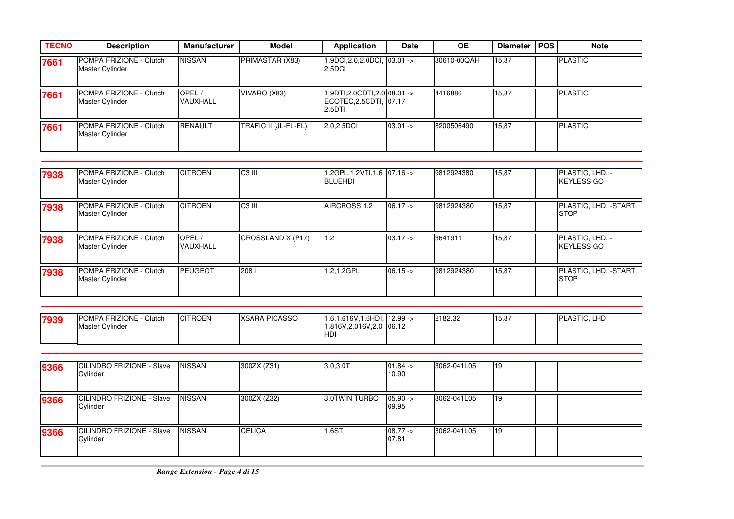| TECNO | Description | Manufacturer | Model | Application | Date | OE | Diameter | POS | Note |
|---|---|---|---|---|---|---|---|---|---|
| **7661** | POMPA FRIZIONE - Clutch Master Cylinder | NISSAN | PRIMASTAR (X83) | 1.9DCI,2.0,2.0DCI, 2.5DCI | 03.01 -> | 30610-00QAH | 15,87 | | PLASTIC |
| **7661** | POMPA FRIZIONE - Clutch Master Cylinder | OPEL / VAUXHALL | VIVARO (X83) | 1.9DTI,2.0CDTI,2.0 ECOTEC,2.5CDTI, 2.5DTI | 08.01 -> 07.17 | 4416886 | 15,87 | | PLASTIC |
| **7661** | POMPA FRIZIONE - Clutch Master Cylinder | RENAULT | TRAFIC II (JL-FL-EL) | 2.0,2.5DCI | 03.01 -> | 8200506490 | 15,87 | | PLASTIC |
| **7938** | POMPA FRIZIONE - Clutch Master Cylinder | CITROEN | C3 III | 1.2GPL,1.2VTI,1.6 BLUEHDI | 07.16 -> | 9812924380 | 15,87 | | PLASTIC, LHD, -KEYLESS GO |
| **7938** | POMPA FRIZIONE - Clutch Master Cylinder | CITROEN | C3 III | AIRCROSS 1.2 | 06.17 -> | 9812924380 | 15,87 | | PLASTIC, LHD, -START STOP |
| **7938** | POMPA FRIZIONE - Clutch Master Cylinder | OPEL / VAUXHALL | CROSSLAND X (P17) | 1.2 | 03.17 -> | 3641911 | 15,87 | | PLASTIC, LHD, -KEYLESS GO |
| **7938** | POMPA FRIZIONE - Clutch Master Cylinder | PEUGEOT | 208 I | 1.2,1.2GPL | 06.15 -> | 9812924380 | 15,87 | | PLASTIC, LHD, -START STOP |
| **7939** | POMPA FRIZIONE - Clutch Master Cylinder | CITROEN | XSARA PICASSO | 1.6,1.616V,1.6HDI, 1.816V,2.016V,2.0 HDI | 12.99 -> 06.12 | 2182.32 | 15,87 | | PLASTIC, LHD |
| **9366** | CILINDRO FRIZIONE - Slave Cylinder | NISSAN | 300ZX (Z31) | 3.0,3.0T | 01.84 -> 10.90 | 3062-041L05 | 19 | | |
| **9366** | CILINDRO FRIZIONE - Slave Cylinder | NISSAN | 300ZX (Z32) | 3.0TWIN TURBO | 05.90 -> 09.95 | 3062-041L05 | 19 | | |
| **9366** | CILINDRO FRIZIONE - Slave Cylinder | NISSAN | CELICA | 1.6ST | 08.77 -> 07.81 | 3062-041L05 | 19 | | |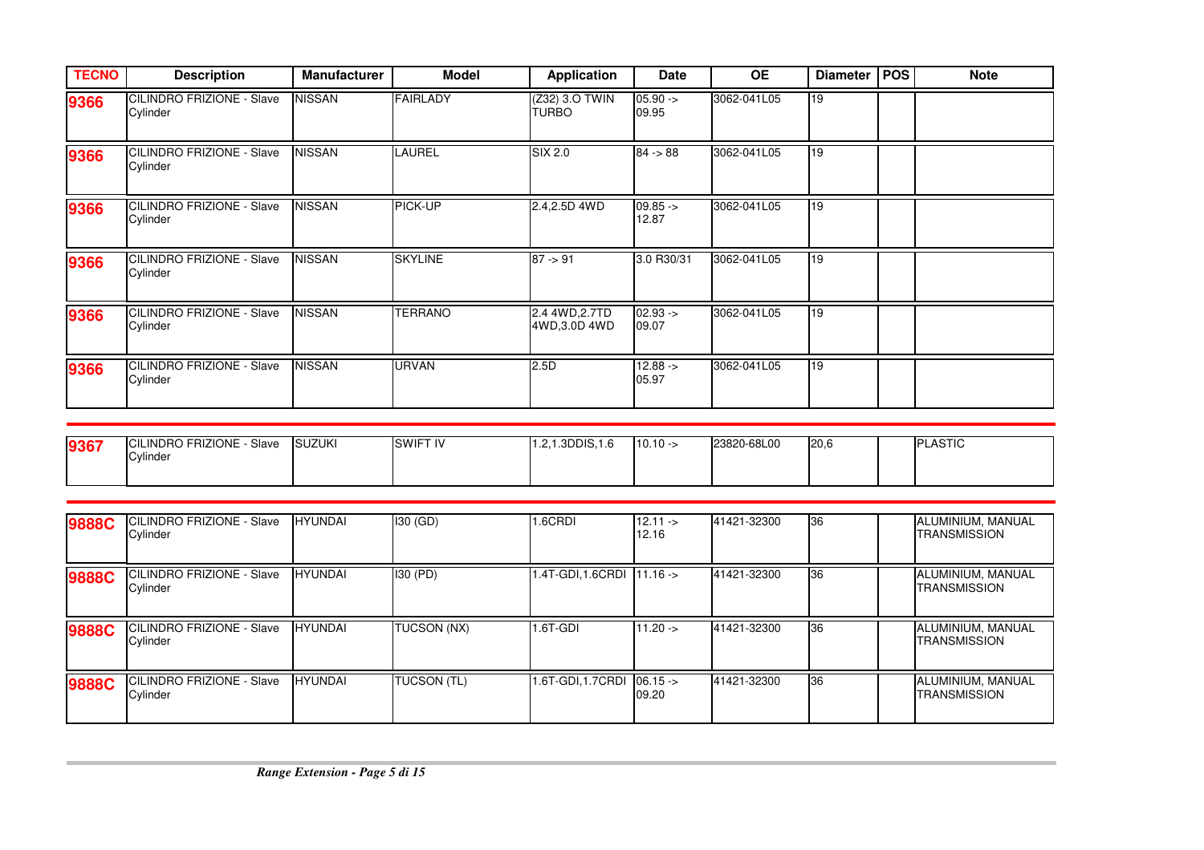| TECNO | Description | Manufacturer | Model | Application | Date | OE | Diameter | POS | Note |
|---|---|---|---|---|---|---|---|---|---|
| **9366** | CILINDRO FRIZIONE - Slave Cylinder | NISSAN | FAIRLADY | (Z32) 3.O TWIN TURBO | 05.90 -> 09.95 | 3062-041L05 | 19 | | |
| **9366** | CILINDRO FRIZIONE - Slave Cylinder | NISSAN | LAUREL | SIX 2.0 | 84 -> 88 | 3062-041L05 | 19 | | |
| **9366** | CILINDRO FRIZIONE - Slave Cylinder | NISSAN | PICK-UP | 2.4,2.5D 4WD | 09.85 -> 12.87 | 3062-041L05 | 19 | | |
| **9366** | CILINDRO FRIZIONE - Slave Cylinder | NISSAN | SKYLINE | 87 -> 91 | 3.0 R30/31 | 3062-041L05 | 19 | | |
| **9366** | CILINDRO FRIZIONE - Slave Cylinder | NISSAN | TERRANO | 2.4 4WD,2.7TD 4WD,3.0D 4WD | 02.93 -> 09.07 | 3062-041L05 | 19 | | |
| **9366** | CILINDRO FRIZIONE - Slave Cylinder | NISSAN | URVAN | 2.5D | 12.88 -> 05.97 | 3062-041L05 | 19 | | |
| **9367** | CILINDRO FRIZIONE - Slave Cylinder | SUZUKI | SWIFT IV | 1.2,1.3DDIS,1.6 | 10.10 -> | 23820-68L00 | 20,6 | | PLASTIC |
| **9888C** | CILINDRO FRIZIONE - Slave Cylinder | HYUNDAI | I30 (GD) | 1.6CRDI | 12.11 -> 12.16 | 41421-32300 | 36 | | ALUMINIUM, MANUAL TRANSMISSION |
| **9888C** | CILINDRO FRIZIONE - Slave Cylinder | HYUNDAI | I30 (PD) | 1.4T-GDI,1.6CRDI | 11.16 -> | 41421-32300 | 36 | | ALUMINIUM, MANUAL TRANSMISSION |
| **9888C** | CILINDRO FRIZIONE - Slave Cylinder | HYUNDAI | TUCSON (NX) | 1.6T-GDI | 11.20 -> | 41421-32300 | 36 | | ALUMINIUM, MANUAL TRANSMISSION |
| **9888C** | CILINDRO FRIZIONE - Slave Cylinder | HYUNDAI | TUCSON (TL) | 1.6T-GDI,1.7CRDI | 06.15 -> 09.20 | 41421-32300 | 36 | | ALUMINIUM, MANUAL TRANSMISSION |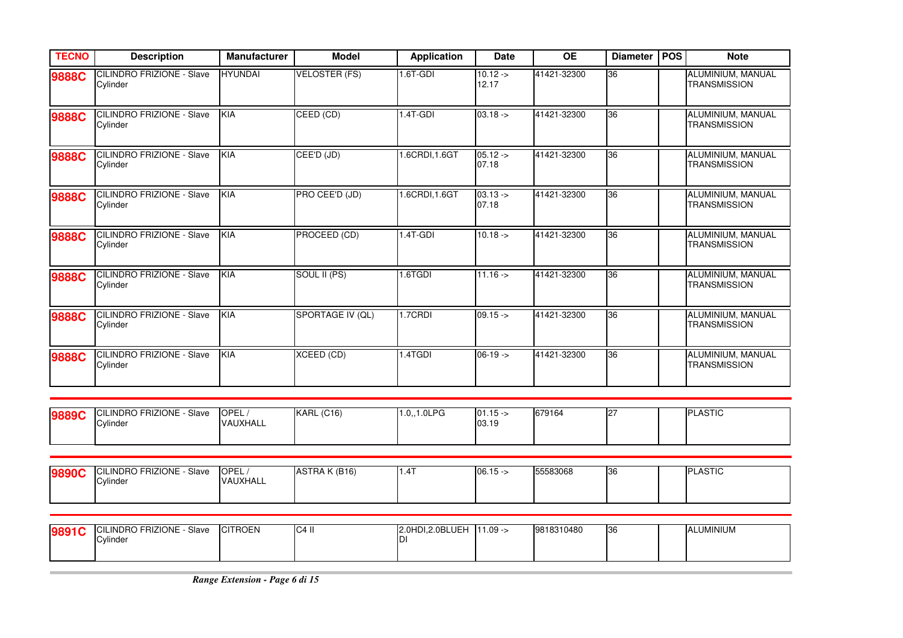| TECNO | Description | Manufacturer | Model | Application | Date | OE | Diameter | POS | Note |
|---|---|---|---|---|---|---|---|---|---|
| 9888C | CILINDRO FRIZIONE - Slave Cylinder | HYUNDAI | VELOSTER (FS) | 1.6T-GDI | 10.12 -> 12.17 | 41421-32300 | 36 | | ALUMINIUM, MANUAL TRANSMISSION |
| 9888C | CILINDRO FRIZIONE - Slave Cylinder | KIA | CEED (CD) | 1.4T-GDI | 03.18 -> | 41421-32300 | 36 | | ALUMINIUM, MANUAL TRANSMISSION |
| 9888C | CILINDRO FRIZIONE - Slave Cylinder | KIA | CEE'D (JD) | 1.6CRDI,1.6GT | 05.12 -> 07.18 | 41421-32300 | 36 | | ALUMINIUM, MANUAL TRANSMISSION |
| 9888C | CILINDRO FRIZIONE - Slave Cylinder | KIA | PRO CEE'D (JD) | 1.6CRDI,1.6GT | 03.13 -> 07.18 | 41421-32300 | 36 | | ALUMINIUM, MANUAL TRANSMISSION |
| 9888C | CILINDRO FRIZIONE - Slave Cylinder | KIA | PROCEED (CD) | 1.4T-GDI | 10.18 -> | 41421-32300 | 36 | | ALUMINIUM, MANUAL TRANSMISSION |
| 9888C | CILINDRO FRIZIONE - Slave Cylinder | KIA | SOUL II (PS) | 1.6TGDI | 11.16 -> | 41421-32300 | 36 | | ALUMINIUM, MANUAL TRANSMISSION |
| 9888C | CILINDRO FRIZIONE - Slave Cylinder | KIA | SPORTAGE IV (QL) | 1.7CRDI | 09.15 -> | 41421-32300 | 36 | | ALUMINIUM, MANUAL TRANSMISSION |
| 9888C | CILINDRO FRIZIONE - Slave Cylinder | KIA | XCEED (CD) | 1.4TGDI | 06-19 -> | 41421-32300 | 36 | | ALUMINIUM, MANUAL TRANSMISSION |
| 9889C | CILINDRO FRIZIONE - Slave Cylinder | OPEL / VAUXHALL | KARL (C16) | 1.0,,1.0LPG | 01.15 -> 03.19 | 679164 | 27 | | PLASTIC |
| 9890C | CILINDRO FRIZIONE - Slave Cylinder | OPEL / VAUXHALL | ASTRA K (B16) | 1.4T | 06.15 -> | 55583068 | 36 | | PLASTIC |
| 9891C | CILINDRO FRIZIONE - Slave Cylinder | CITROEN | C4 II | 2.0HDI,2.0BLUEHDI | 11.09 -> | 9818310480 | 36 | | ALUMINIUM |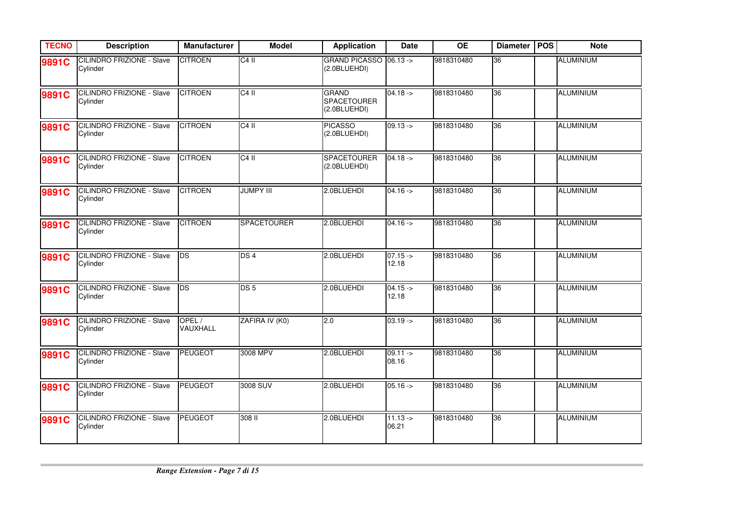| TECNO | Description | Manufacturer | Model | Application | Date | OE | Diameter | POS | Note |
|---|---|---|---|---|---|---|---|---|---|
| **9891C** | CILINDRO FRIZIONE - Slave Cylinder | CITROEN | C4 II | GRAND PICASSO (2.0BLUEHDI) | 06.13 -> | 9818310480 | 36 | | ALUMINIUM |
| **9891C** | CILINDRO FRIZIONE - Slave Cylinder | CITROEN | C4 II | GRAND SPACETOURER (2.0BLUEHDI) | 04.18 -> | 9818310480 | 36 | | ALUMINIUM |
| **9891C** | CILINDRO FRIZIONE - Slave Cylinder | CITROEN | C4 II | PICASSO (2.0BLUEHDI) | 09.13 -> | 9818310480 | 36 | | ALUMINIUM |
| **9891C** | CILINDRO FRIZIONE - Slave Cylinder | CITROEN | C4 II | SPACETOURER (2.0BLUEHDI) | 04.18 -> | 9818310480 | 36 | | ALUMINIUM |
| **9891C** | CILINDRO FRIZIONE - Slave Cylinder | CITROEN | JUMPY III | 2.0BLUEHDI | 04.16 -> | 9818310480 | 36 | | ALUMINIUM |
| **9891C** | CILINDRO FRIZIONE - Slave Cylinder | CITROEN | SPACETOURER | 2.0BLUEHDI | 04.16 -> | 9818310480 | 36 | | ALUMINIUM |
| **9891C** | CILINDRO FRIZIONE - Slave Cylinder | DS | DS 4 | 2.0BLUEHDI | 07.15 -> 12.18 | 9818310480 | 36 | | ALUMINIUM |
| **9891C** | CILINDRO FRIZIONE - Slave Cylinder | DS | DS 5 | 2.0BLUEHDI | 04.15 -> 12.18 | 9818310480 | 36 | | ALUMINIUM |
| **9891C** | CILINDRO FRIZIONE - Slave Cylinder | OPEL / VAUXHALL | ZAFIRA IV (K0) | 2.0 | 03.19 -> | 9818310480 | 36 | | ALUMINIUM |
| **9891C** | CILINDRO FRIZIONE - Slave Cylinder | PEUGEOT | 3008 MPV | 2.0BLUEHDI | 09.11 -> 08.16 | 9818310480 | 36 | | ALUMINIUM |
| **9891C** | CILINDRO FRIZIONE - Slave Cylinder | PEUGEOT | 3008 SUV | 2.0BLUEHDI | 05.16 -> | 9818310480 | 36 | | ALUMINIUM |
| **9891C** | CILINDRO FRIZIONE - Slave Cylinder | PEUGEOT | 308 II | 2.0BLUEHDI | 11.13 -> 06.21 | 9818310480 | 36 | | ALUMINIUM |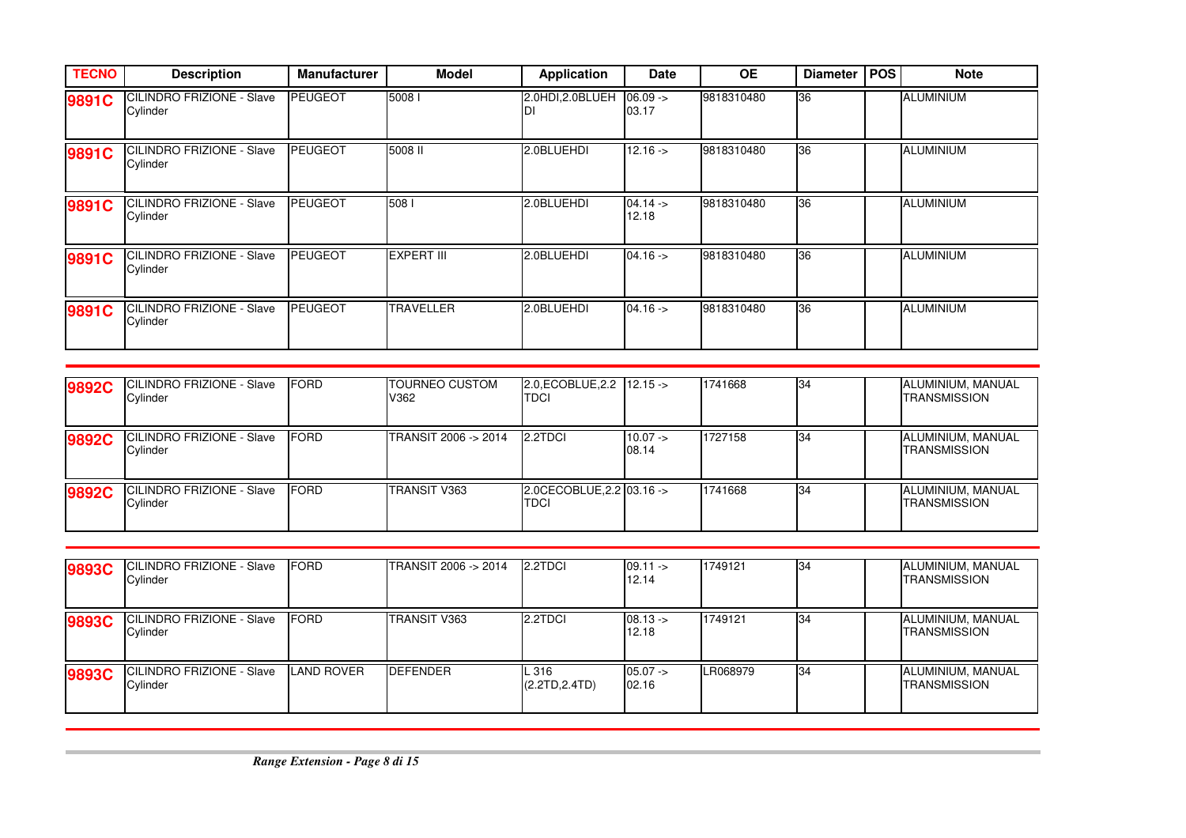| TECNO | Description | Manufacturer | Model | Application | Date | OE | Diameter | POS | Note |
|---|---|---|---|---|---|---|---|---|---|
| **9891C** | CILINDRO FRIZIONE - Slave Cylinder | PEUGEOT | 5008 I | 2.0HDI,2.0BLUEHDI | 06.09 -> 03.17 | 9818310480 | 36 | | ALUMINIUM |
| **9891C** | CILINDRO FRIZIONE - Slave Cylinder | PEUGEOT | 5008 II | 2.0BLUEHDI | 12.16 -> | 9818310480 | 36 | | ALUMINIUM |
| **9891C** | CILINDRO FRIZIONE - Slave Cylinder | PEUGEOT | 508 I | 2.0BLUEHDI | 04.14 -> 12.18 | 9818310480 | 36 | | ALUMINIUM |
| **9891C** | CILINDRO FRIZIONE - Slave Cylinder | PEUGEOT | EXPERT III | 2.0BLUEHDI | 04.16 -> | 9818310480 | 36 | | ALUMINIUM |
| **9891C** | CILINDRO FRIZIONE - Slave Cylinder | PEUGEOT | TRAVELLER | 2.0BLUEHDI | 04.16 -> | 9818310480 | 36 | | ALUMINIUM |
| **9892C** | CILINDRO FRIZIONE - Slave Cylinder | FORD | TOURNEO CUSTOM V362 | 2.0,ECOBLUE,2.2 TDCI | 12.15 -> | 1741668 | 34 | | ALUMINIUM, MANUAL TRANSMISSION |
| **9892C** | CILINDRO FRIZIONE - Slave Cylinder | FORD | TRANSIT 2006 -> 2014 | 2.2TDCI | 10.07 -> 08.14 | 1727158 | 34 | | ALUMINIUM, MANUAL TRANSMISSION |
| **9892C** | CILINDRO FRIZIONE - Slave Cylinder | FORD | TRANSIT V363 | 2.0CECOBLUE,2.2 TDCI | 03.16 -> | 1741668 | 34 | | ALUMINIUM, MANUAL TRANSMISSION |
| **9893C** | CILINDRO FRIZIONE - Slave Cylinder | FORD | TRANSIT 2006 -> 2014 | 2.2TDCI | 09.11 -> 12.14 | 1749121 | 34 | | ALUMINIUM, MANUAL TRANSMISSION |
| **9893C** | CILINDRO FRIZIONE - Slave Cylinder | FORD | TRANSIT V363 | 2.2TDCI | 08.13 -> 12.18 | 1749121 | 34 | | ALUMINIUM, MANUAL TRANSMISSION |
| **9893C** | CILINDRO FRIZIONE - Slave Cylinder | LAND ROVER | DEFENDER | L 316 (2.2TD,2.4TD) | 05.07 -> 02.16 | LR068979 | 34 | | ALUMINIUM, MANUAL TRANSMISSION |

*Range Extension*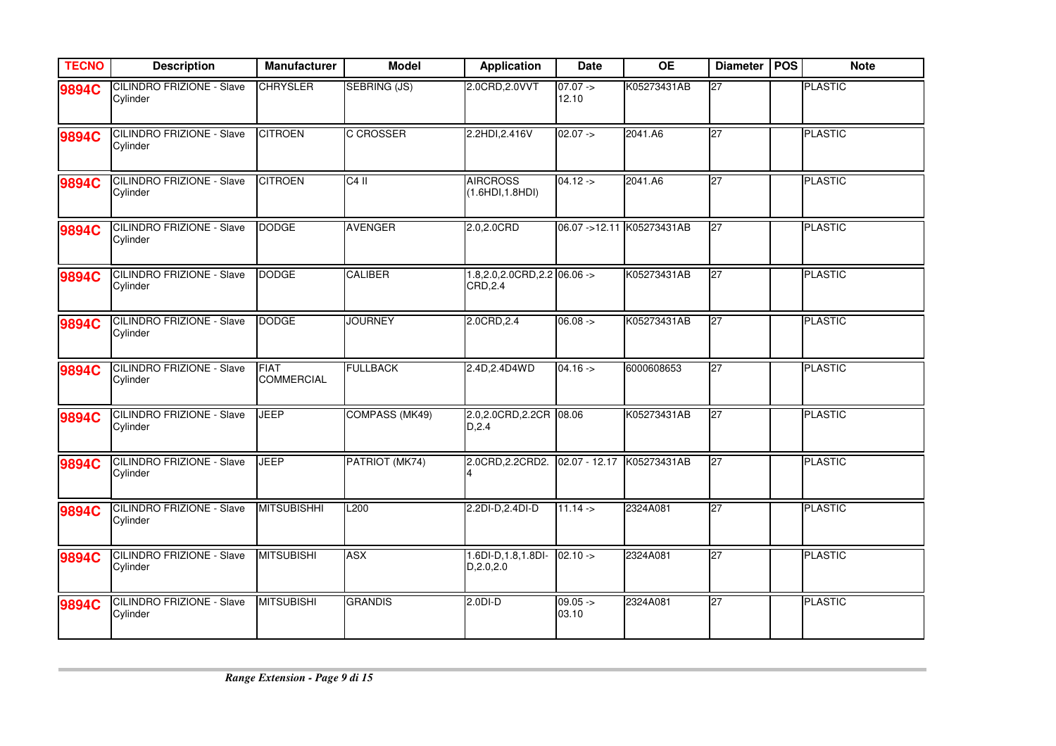| TECNO | Description | Manufacturer | Model | Application | Date | OE | Diameter | POS | Note |
|---|---|---|---|---|---|---|---|---|---|
| **9894C** | CILINDRO FRIZIONE - Slave Cylinder | CHRYSLER | SEBRING (JS) | 2.0CRD,2.0VVT | 07.07 -> 12.10 | K05273431AB | 27 | | PLASTIC |
| **9894C** | CILINDRO FRIZIONE - Slave Cylinder | CITROEN | C CROSSER | 2.2HDI,2.416V | 02.07 -> | 2041.A6 | 27 | | PLASTIC |
| **9894C** | CILINDRO FRIZIONE - Slave Cylinder | CITROEN | C4 II | AIRCROSS (1.6HDI,1.8HDI) | 04.12 -> | 2041.A6 | 27 | | PLASTIC |
| **9894C** | CILINDRO FRIZIONE - Slave Cylinder | DODGE | AVENGER | 2.0,2.0CRD | 06.07 ->12.11 | K05273431AB | 27 | | PLASTIC |
| **9894C** | CILINDRO FRIZIONE - Slave Cylinder | DODGE | CALIBER | 1.8,2.0,2.0CRD,2.2CRD,2.4 | 06.06 -> | K05273431AB | 27 | | PLASTIC |
| **9894C** | CILINDRO FRIZIONE - Slave Cylinder | DODGE | JOURNEY | 2.0CRD,2.4 | 06.08 -> | K05273431AB | 27 | | PLASTIC |
| **9894C** | CILINDRO FRIZIONE - Slave Cylinder | FIAT COMMERCIAL | FULLBACK | 2.4D,2.4D4WD | 04.16 -> | 6000608653 | 27 | | PLASTIC |
| **9894C** | CILINDRO FRIZIONE - Slave Cylinder | JEEP | COMPASS (MK49) | 2.0,2.0CRD,2.2CRD,2.4 | 08.06 | K05273431AB | 27 | | PLASTIC |
| **9894C** | CILINDRO FRIZIONE - Slave Cylinder | JEEP | PATRIOT (MK74) | 2.0CRD,2.2CRD2.4 | 02.07 - 12.17 | K05273431AB | 27 | | PLASTIC |
| **9894C** | CILINDRO FRIZIONE - Slave Cylinder | MITSUBISHHI | L200 | 2.2DI-D,2.4DI-D | 11.14 -> | 2324A081 | 27 | | PLASTIC |
| **9894C** | CILINDRO FRIZIONE - Slave Cylinder | MITSUBISHI | ASX | 1.6DI-D,1.8,1.8DI-D,2.0,2.0 | 02.10 -> | 2324A081 | 27 | | PLASTIC |
| **9894C** | CILINDRO FRIZIONE - Slave Cylinder | MITSUBISHI | GRANDIS | 2.0DI-D | 09.05 -> 03.10 | 2324A081 | 27 | | PLASTIC |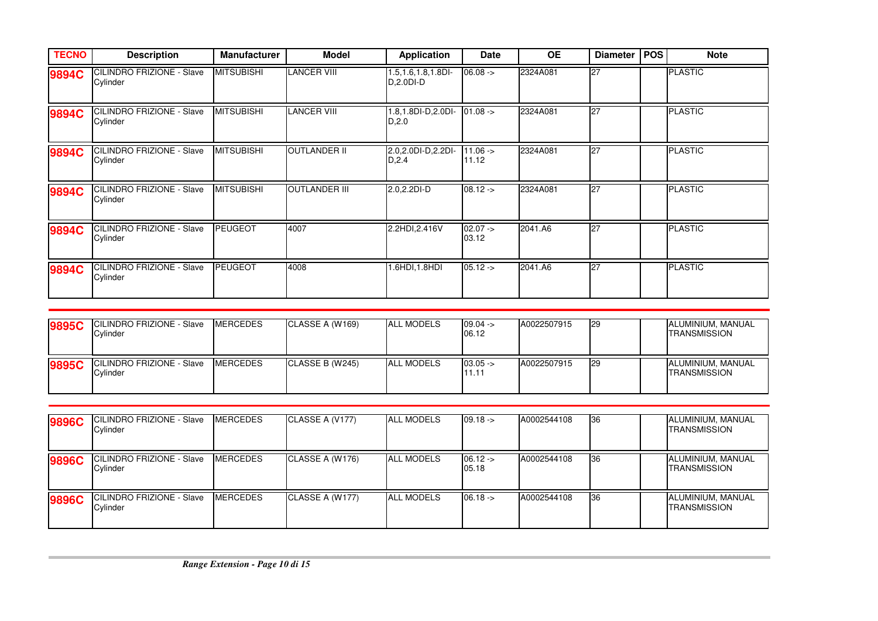| TECNO | Description | Manufacturer | Model | Application | Date | OE | Diameter | POS | Note |
|---|---|---|---|---|---|---|---|---|---|
| **9894C** | CILINDRO FRIZIONE - Slave Cylinder | MITSUBISHI | LANCER VIII | 1.5,1.6,1.8,1.8DI-D,2.0DI-D | 06.08 -> | 2324A081 | 27 | | PLASTIC |
| **9894C** | CILINDRO FRIZIONE - Slave Cylinder | MITSUBISHI | LANCER VIII | 1.8,1.8DI-D,2.0DI-D,2.0 | 01.08 -> | 2324A081 | 27 | | PLASTIC |
| **9894C** | CILINDRO FRIZIONE - Slave Cylinder | MITSUBISHI | OUTLANDER II | 2.0,2.0DI-D,2.2DI-D,2.4 | 11.06 -> 11.12 | 2324A081 | 27 | | PLASTIC |
| **9894C** | CILINDRO FRIZIONE - Slave Cylinder | MITSUBISHI | OUTLANDER III | 2.0,2.2DI-D | 08.12 -> | 2324A081 | 27 | | PLASTIC |
| **9894C** | CILINDRO FRIZIONE - Slave Cylinder | PEUGEOT | 4007 | 2.2HDI,2.416V | 02.07 -> 03.12 | 2041.A6 | 27 | | PLASTIC |
| **9894C** | CILINDRO FRIZIONE - Slave Cylinder | PEUGEOT | 4008 | 1.6HDI,1.8HDI | 05.12 -> | 2041.A6 | 27 | | PLASTIC |
| **9895C** | CILINDRO FRIZIONE - Slave Cylinder | MERCEDES | CLASSE A (W169) | ALL MODELS | 09.04 -> 06.12 | A0022507915 | 29 | | ALUMINIUM, MANUAL TRANSMISSION |
| **9895C** | CILINDRO FRIZIONE - Slave Cylinder | MERCEDES | CLASSE B (W245) | ALL MODELS | 03.05 -> 11.11 | A0022507915 | 29 | | ALUMINIUM, MANUAL TRANSMISSION |
| **9896C** | CILINDRO FRIZIONE - Slave Cylinder | MERCEDES | CLASSE A (V177) | ALL MODELS | 09.18 -> | A0002544108 | 36 | | ALUMINIUM, MANUAL TRANSMISSION |
| **9896C** | CILINDRO FRIZIONE - Slave Cylinder | MERCEDES | CLASSE A (W176) | ALL MODELS | 06.12 -> 05.18 | A0002544108 | 36 | | ALUMINIUM, MANUAL TRANSMISSION |
| **9896C** | CILINDRO FRIZIONE - Slave Cylinder | MERCEDES | CLASSE A (W177) | ALL MODELS | 06.18 -> | A0002544108 | 36 | | ALUMINIUM, MANUAL TRANSMISSION |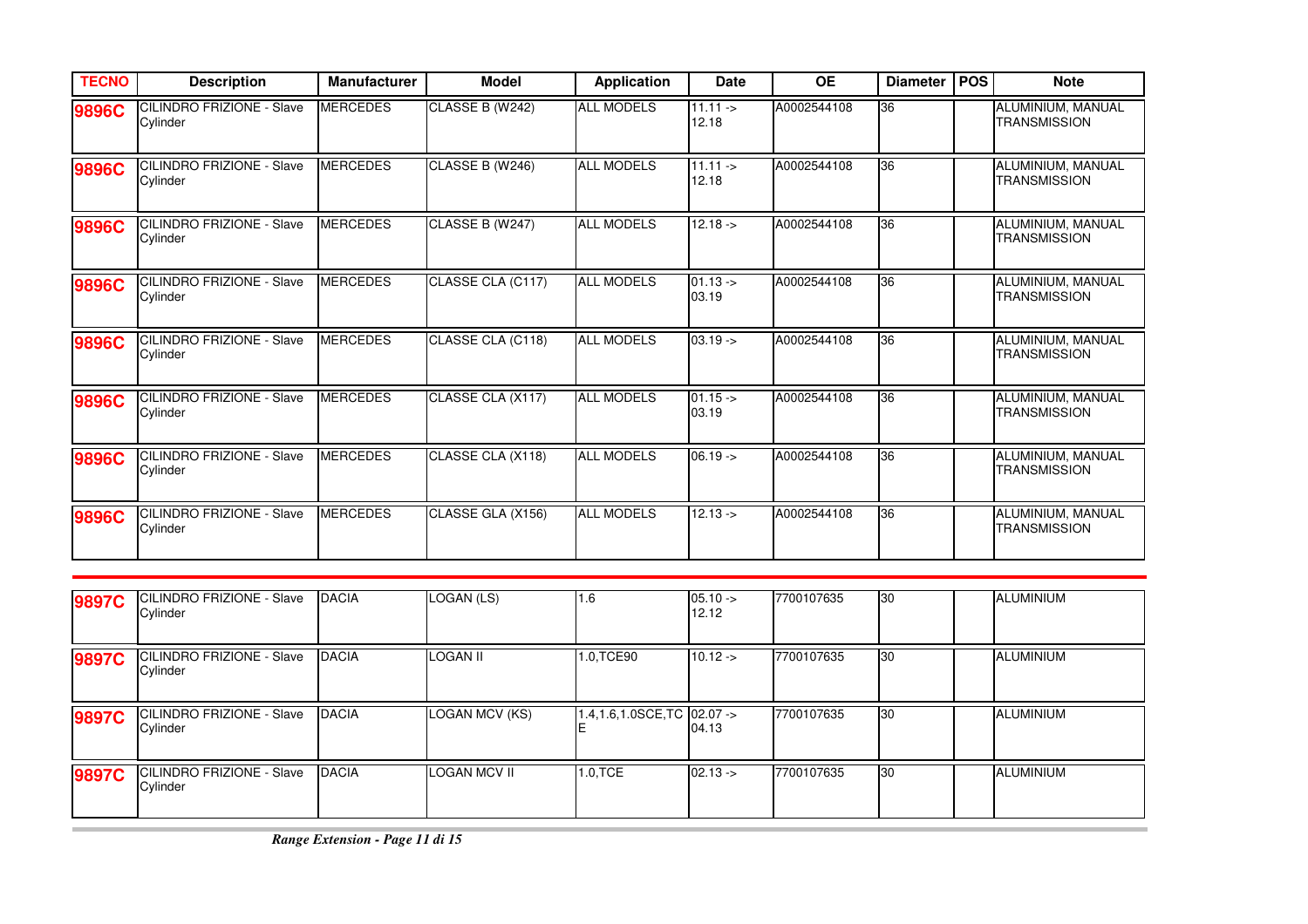| TECNO | Description | Manufacturer | Model | Application | Date | OE | Diameter | POS | Note |
|---|---|---|---|---|---|---|---|---|---|
| **9896C** | CILINDRO FRIZIONE - Slave Cylinder | MERCEDES | CLASSE B (W242) | ALL MODELS | 11.11 -> 12.18 | A0002544108 | 36 | | ALUMINIUM, MANUAL TRANSMISSION |
| **9896C** | CILINDRO FRIZIONE - Slave Cylinder | MERCEDES | CLASSE B (W246) | ALL MODELS | 11.11 -> 12.18 | A0002544108 | 36 | | ALUMINIUM, MANUAL TRANSMISSION |
| **9896C** | CILINDRO FRIZIONE - Slave Cylinder | MERCEDES | CLASSE B (W247) | ALL MODELS | 12.18 -> | A0002544108 | 36 | | ALUMINIUM, MANUAL TRANSMISSION |
| **9896C** | CILINDRO FRIZIONE - Slave Cylinder | MERCEDES | CLASSE CLA (C117) | ALL MODELS | 01.13 -> 03.19 | A0002544108 | 36 | | ALUMINIUM, MANUAL TRANSMISSION |
| **9896C** | CILINDRO FRIZIONE - Slave Cylinder | MERCEDES | CLASSE CLA (C118) | ALL MODELS | 03.19 -> | A0002544108 | 36 | | ALUMINIUM, MANUAL TRANSMISSION |
| **9896C** | CILINDRO FRIZIONE - Slave Cylinder | MERCEDES | CLASSE CLA (X117) | ALL MODELS | 01.15 -> 03.19 | A0002544108 | 36 | | ALUMINIUM, MANUAL TRANSMISSION |
| **9896C** | CILINDRO FRIZIONE - Slave Cylinder | MERCEDES | CLASSE CLA (X118) | ALL MODELS | 06.19 -> | A0002544108 | 36 | | ALUMINIUM, MANUAL TRANSMISSION |
| **9896C** | CILINDRO FRIZIONE - Slave Cylinder | MERCEDES | CLASSE GLA (X156) | ALL MODELS | 12.13 -> | A0002544108 | 36 | | ALUMINIUM, MANUAL TRANSMISSION |
| **9897C** | CILINDRO FRIZIONE - Slave Cylinder | DACIA | LOGAN (LS) | 1.6 | 05.10 -> 12.12 | 7700107635 | 30 | | ALUMINIUM |
| **9897C** | CILINDRO FRIZIONE - Slave Cylinder | DACIA | LOGAN II | 1.0,TCE90 | 10.12 -> | 7700107635 | 30 | | ALUMINIUM |
| **9897C** | CILINDRO FRIZIONE - Slave Cylinder | DACIA | LOGAN MCV (KS) | 1.4,1.6,1.0SCE,TCE | 02.07 -> 04.13 | 7700107635 | 30 | | ALUMINIUM |
| **9897C** | CILINDRO FRIZIONE - Slave Cylinder | DACIA | LOGAN MCV II | 1.0,TCE | 02.13 -> | 7700107635 | 30 | | ALUMINIUM |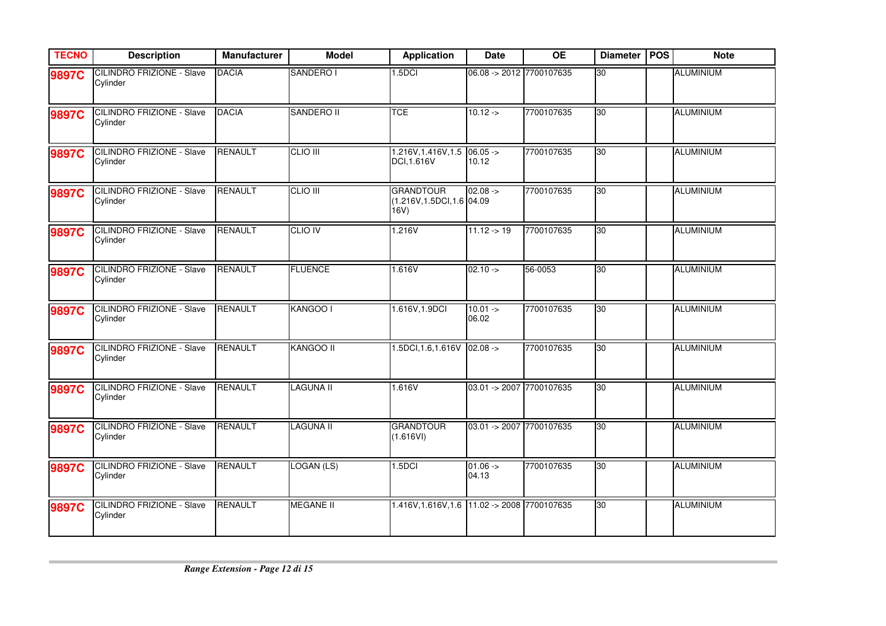| TECNO | Description | Manufacturer | Model | Application | Date | OE | Diameter | POS | Note |
|---|---|---|---|---|---|---|---|---|---|
| **9897C** | CILINDRO FRIZIONE - Slave Cylinder | DACIA | SANDERO I | 1.5DCI | 06.08 -> 2012 | 7700107635 | 30 | | ALUMINIUM |
| **9897C** | CILINDRO FRIZIONE - Slave Cylinder | DACIA | SANDERO II | TCE | 10.12 -> | 7700107635 | 30 | | ALUMINIUM |
| **9897C** | CILINDRO FRIZIONE - Slave Cylinder | RENAULT | CLIO III | 1.216V,1.416V,1.5 DCI,1.616V | 06.05 -> 10.12 | 7700107635 | 30 | | ALUMINIUM |
| **9897C** | CILINDRO FRIZIONE - Slave Cylinder | RENAULT | CLIO III | GRANDTOUR (1.216V,1.5DCI,1.6 16V) | 02.08 -> 04.09 | 7700107635 | 30 | | ALUMINIUM |
| **9897C** | CILINDRO FRIZIONE - Slave Cylinder | RENAULT | CLIO IV | 1.216V | 11.12 -> 19 | 7700107635 | 30 | | ALUMINIUM |
| **9897C** | CILINDRO FRIZIONE - Slave Cylinder | RENAULT | FLUENCE | 1.616V | 02.10 -> | 56-0053 | 30 | | ALUMINIUM |
| **9897C** | CILINDRO FRIZIONE - Slave Cylinder | RENAULT | KANGOO I | 1.616V,1.9DCI | 10.01 -> 06.02 | 7700107635 | 30 | | ALUMINIUM |
| **9897C** | CILINDRO FRIZIONE - Slave Cylinder | RENAULT | KANGOO II | 1.5DCI,1.6,1.616V | 02.08 -> | 7700107635 | 30 | | ALUMINIUM |
| **9897C** | CILINDRO FRIZIONE - Slave Cylinder | RENAULT | LAGUNA II | 1.616V | 03.01 -> 2007 | 7700107635 | 30 | | ALUMINIUM |
| **9897C** | CILINDRO FRIZIONE - Slave Cylinder | RENAULT | LAGUNA II | GRANDTOUR (1.616VI) | 03.01 -> 2007 | 7700107635 | 30 | | ALUMINIUM |
| **9897C** | CILINDRO FRIZIONE - Slave Cylinder | RENAULT | LOGAN (LS) | 1.5DCI | 01.06 -> 04.13 | 7700107635 | 30 | | ALUMINIUM |
| **9897C** | CILINDRO FRIZIONE - Slave Cylinder | RENAULT | MEGANE II | 1.416V,1.616V,1.6 | 11.02 -> 2008 | 7700107635 | 30 | | ALUMINIUM |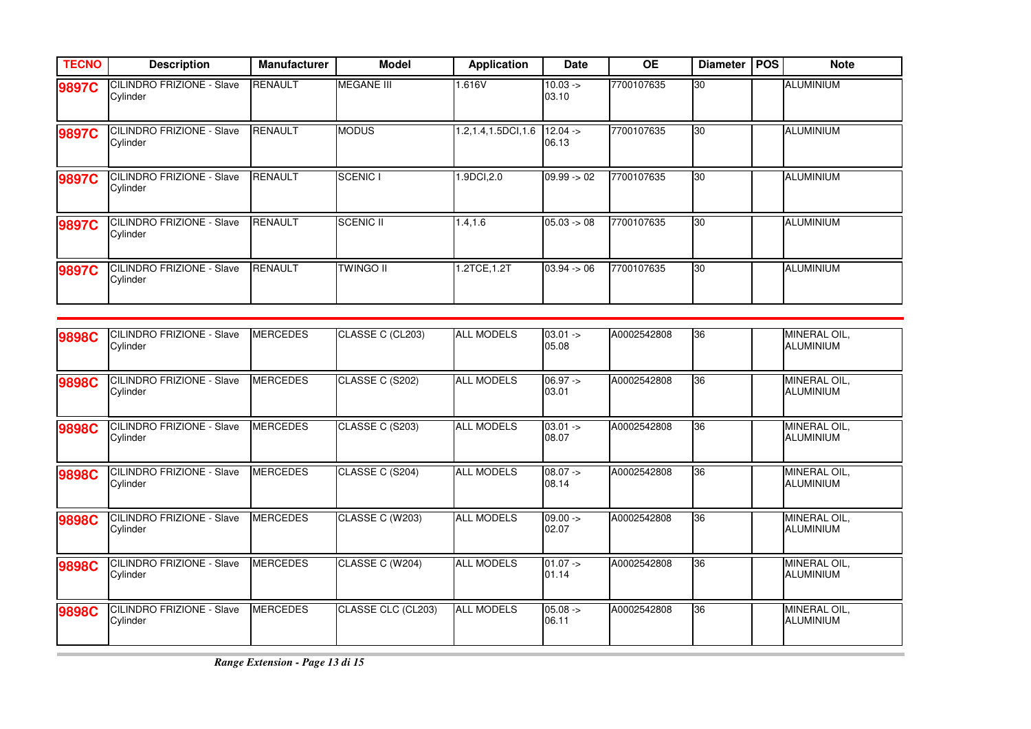| TECNO | Description | Manufacturer | Model | Application | Date | OE | Diameter | POS | Note |
|---|---|---|---|---|---|---|---|---|---|
| 9897C | CILINDRO FRIZIONE - Slave Cylinder | RENAULT | MEGANE III | 1.616V | 10.03 -> 03.10 | 7700107635 | 30 | | ALUMINIUM |
| 9897C | CILINDRO FRIZIONE - Slave Cylinder | RENAULT | MODUS | 1.2,1.4,1.5DCI,1.6 | 12.04 -> 06.13 | 7700107635 | 30 | | ALUMINIUM |
| 9897C | CILINDRO FRIZIONE - Slave Cylinder | RENAULT | SCENIC I | 1.9DCI,2.0 | 09.99 -> 02 | 7700107635 | 30 | | ALUMINIUM |
| 9897C | CILINDRO FRIZIONE - Slave Cylinder | RENAULT | SCENIC II | 1.4,1.6 | 05.03 -> 08 | 7700107635 | 30 | | ALUMINIUM |
| 9897C | CILINDRO FRIZIONE - Slave Cylinder | RENAULT | TWINGO II | 1.2TCE,1.2T | 03.94 -> 06 | 7700107635 | 30 | | ALUMINIUM |
| 9898C | CILINDRO FRIZIONE - Slave Cylinder | MERCEDES | CLASSE C (CL203) | ALL MODELS | 03.01 -> 05.08 | A0002542808 | 36 | | MINERAL OIL, ALUMINIUM |
| 9898C | CILINDRO FRIZIONE - Slave Cylinder | MERCEDES | CLASSE C (S202) | ALL MODELS | 06.97 -> 03.01 | A0002542808 | 36 | | MINERAL OIL, ALUMINIUM |
| 9898C | CILINDRO FRIZIONE - Slave Cylinder | MERCEDES | CLASSE C (S203) | ALL MODELS | 03.01 -> 08.07 | A0002542808 | 36 | | MINERAL OIL, ALUMINIUM |
| 9898C | CILINDRO FRIZIONE - Slave Cylinder | MERCEDES | CLASSE C (S204) | ALL MODELS | 08.07 -> 08.14 | A0002542808 | 36 | | MINERAL OIL, ALUMINIUM |
| 9898C | CILINDRO FRIZIONE - Slave Cylinder | MERCEDES | CLASSE C (W203) | ALL MODELS | 09.00 -> 02.07 | A0002542808 | 36 | | MINERAL OIL, ALUMINIUM |
| 9898C | CILINDRO FRIZIONE - Slave Cylinder | MERCEDES | CLASSE C (W204) | ALL MODELS | 01.07 -> 01.14 | A0002542808 | 36 | | MINERAL OIL, ALUMINIUM |
| 9898C | CILINDRO FRIZIONE - Slave Cylinder | MERCEDES | CLASSE CLC (CL203) | ALL MODELS | 05.08 -> 06.11 | A0002542808 | 36 | | MINERAL OIL, ALUMINIUM |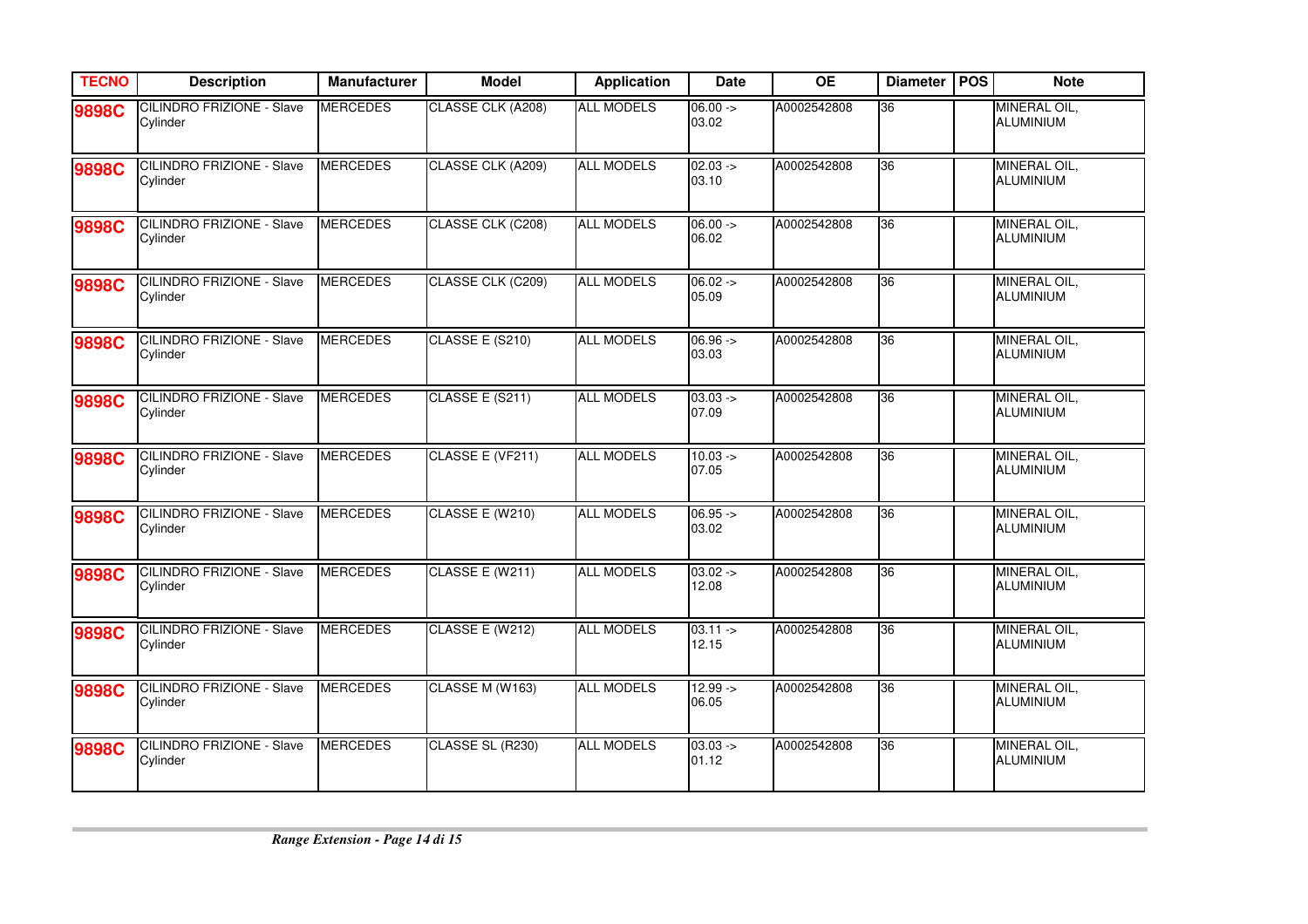| TECNO | Description | Manufacturer | Model | Application | Date | OE | Diameter | POS | Note |
|---|---|---|---|---|---|---|---|---|---|
| 9898C | CILINDRO FRIZIONE - Slave Cylinder | MERCEDES | CLASSE CLK (A208) | ALL MODELS | 06.00 -> 03.02 | A0002542808 | 36 | | MINERAL OIL, ALUMINIUM |
| 9898C | CILINDRO FRIZIONE - Slave Cylinder | MERCEDES | CLASSE CLK (A209) | ALL MODELS | 02.03 -> 03.10 | A0002542808 | 36 | | MINERAL OIL, ALUMINIUM |
| 9898C | CILINDRO FRIZIONE - Slave Cylinder | MERCEDES | CLASSE CLK (C208) | ALL MODELS | 06.00 -> 06.02 | A0002542808 | 36 | | MINERAL OIL, ALUMINIUM |
| 9898C | CILINDRO FRIZIONE - Slave Cylinder | MERCEDES | CLASSE CLK (C209) | ALL MODELS | 06.02 -> 05.09 | A0002542808 | 36 | | MINERAL OIL, ALUMINIUM |
| 9898C | CILINDRO FRIZIONE - Slave Cylinder | MERCEDES | CLASSE E (S210) | ALL MODELS | 06.96 -> 03.03 | A0002542808 | 36 | | MINERAL OIL, ALUMINIUM |
| 9898C | CILINDRO FRIZIONE - Slave Cylinder | MERCEDES | CLASSE E (S211) | ALL MODELS | 03.03 -> 07.09 | A0002542808 | 36 | | MINERAL OIL, ALUMINIUM |
| 9898C | CILINDRO FRIZIONE - Slave Cylinder | MERCEDES | CLASSE E (VF211) | ALL MODELS | 10.03 -> 07.05 | A0002542808 | 36 | | MINERAL OIL, ALUMINIUM |
| 9898C | CILINDRO FRIZIONE - Slave Cylinder | MERCEDES | CLASSE E (W210) | ALL MODELS | 06.95 -> 03.02 | A0002542808 | 36 | | MINERAL OIL, ALUMINIUM |
| 9898C | CILINDRO FRIZIONE - Slave Cylinder | MERCEDES | CLASSE E (W211) | ALL MODELS | 03.02 -> 12.08 | A0002542808 | 36 | | MINERAL OIL, ALUMINIUM |
| 9898C | CILINDRO FRIZIONE - Slave Cylinder | MERCEDES | CLASSE E (W212) | ALL MODELS | 03.11 -> 12.15 | A0002542808 | 36 | | MINERAL OIL, ALUMINIUM |
| 9898C | CILINDRO FRIZIONE - Slave Cylinder | MERCEDES | CLASSE M (W163) | ALL MODELS | 12.99 -> 06.05 | A0002542808 | 36 | | MINERAL OIL, ALUMINIUM |
| 9898C | CILINDRO FRIZIONE - Slave Cylinder | MERCEDES | CLASSE SL (R230) | ALL MODELS | 03.03 -> 01.12 | A0002542808 | 36 | | MINERAL OIL, ALUMINIUM |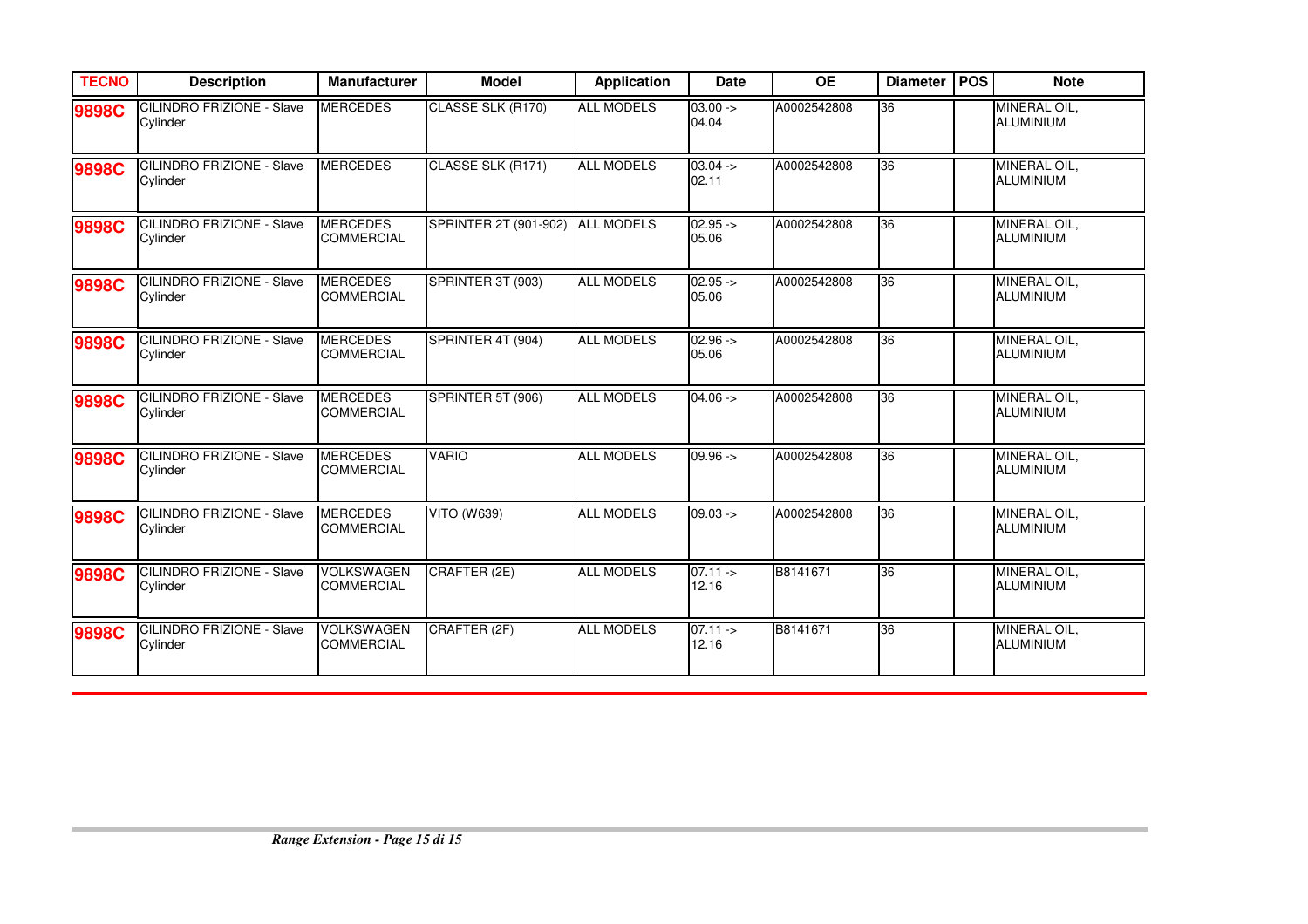| TECNO | Description | Manufacturer | Model | Application | Date | OE | Diameter | POS | Note |
|---|---|---|---|---|---|---|---|---|---|
| **9898C** | CILINDRO FRIZIONE - Slave Cylinder | MERCEDES | CLASSE SLK (R170) | ALL MODELS | 03.00 -> 04.04 | A0002542808 | 36 | | MINERAL OIL, ALUMINIUM |
| **9898C** | CILINDRO FRIZIONE - Slave Cylinder | MERCEDES | CLASSE SLK (R171) | ALL MODELS | 03.04 -> 02.11 | A0002542808 | 36 | | MINERAL OIL, ALUMINIUM |
| **9898C** | CILINDRO FRIZIONE - Slave Cylinder | MERCEDES COMMERCIAL | SPRINTER 2T (901-902) | ALL MODELS | 02.95 -> 05.06 | A0002542808 | 36 | | MINERAL OIL, ALUMINIUM |
| **9898C** | CILINDRO FRIZIONE - Slave Cylinder | MERCEDES COMMERCIAL | SPRINTER 3T (903) | ALL MODELS | 02.95 -> 05.06 | A0002542808 | 36 | | MINERAL OIL, ALUMINIUM |
| **9898C** | CILINDRO FRIZIONE - Slave Cylinder | MERCEDES COMMERCIAL | SPRINTER 4T (904) | ALL MODELS | 02.96 -> 05.06 | A0002542808 | 36 | | MINERAL OIL, ALUMINIUM |
| **9898C** | CILINDRO FRIZIONE - Slave Cylinder | MERCEDES COMMERCIAL | SPRINTER 5T (906) | ALL MODELS | 04.06 -> | A0002542808 | 36 | | MINERAL OIL, ALUMINIUM |
| **9898C** | CILINDRO FRIZIONE - Slave Cylinder | MERCEDES COMMERCIAL | VARIO | ALL MODELS | 09.96 -> | A0002542808 | 36 | | MINERAL OIL, ALUMINIUM |
| **9898C** | CILINDRO FRIZIONE - Slave Cylinder | MERCEDES COMMERCIAL | VITO (W639) | ALL MODELS | 09.03 -> | A0002542808 | 36 | | MINERAL OIL, ALUMINIUM |
| **9898C** | CILINDRO FRIZIONE - Slave Cylinder | VOLKSWAGEN COMMERCIAL | CRAFTER (2E) | ALL MODELS | 07.11 -> 12.16 | B8141671 | 36 | | MINERAL OIL, ALUMINIUM |
| **9898C** | CILINDRO FRIZIONE - Slave Cylinder | VOLKSWAGEN COMMERCIAL | CRAFTER (2F) | ALL MODELS | 07.11 -> 12.16 | B8141671 | 36 | | MINERAL OIL, ALUMINIUM |